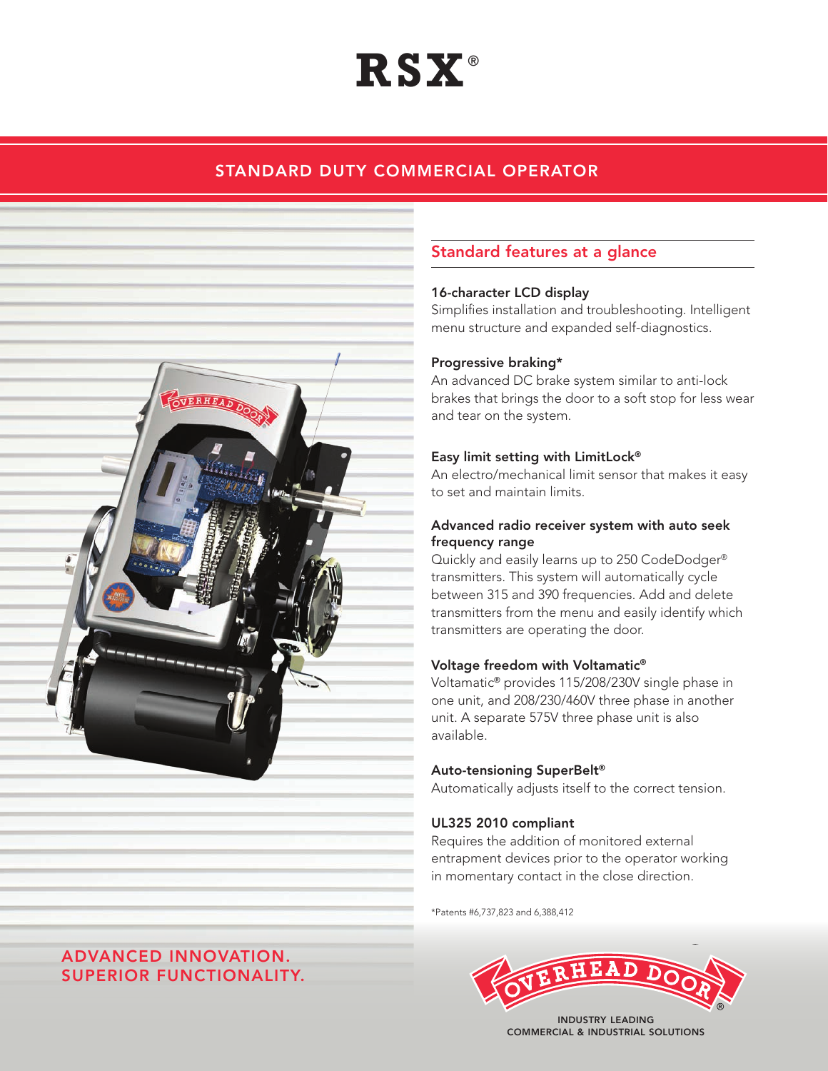# RSX®

## STANDARD DUTY COMMERCIAL OPERATOR

### Standard features at a glance

**16-character LCD display**
Simplifies installation and troubleshooting. Intelligent menu structure and expanded self-diagnostics.

**Progressive braking***
An advanced DC brake system similar to anti-lock brakes that brings the door to a soft stop for less wear and tear on the system.

**Easy limit setting with LimitLock®**
An electro/mechanical limit sensor that makes it easy to set and maintain limits.

**Advanced radio receiver system with auto seek frequency range**
Quickly and easily learns up to 250 CodeDodger® transmitters. This system will automatically cycle between 315 and 390 frequencies. Add and delete transmitters from the menu and easily identify which transmitters are operating the door.

**Voltage freedom with Voltamatic®**
Voltamatic® provides 115/208/230V single phase in one unit, and 208/230/460V three phase in another unit. A separate 575V three phase unit is also available.

**Auto-tensioning SuperBelt®**
Automatically adjusts itself to the correct tension.

**UL325 2010 compliant**
Requires the addition of monitored external entrapment devices prior to the operator working in momentary contact in the close direction.

*Patents #6,737,823 and 6,388,412

ADVANCED INNOVATION.
SUPERIOR FUNCTIONALITY.

OVERHEAD DOOR®
INDUSTRY LEADING
COMMERCIAL & INDUSTRIAL SOLUTIONS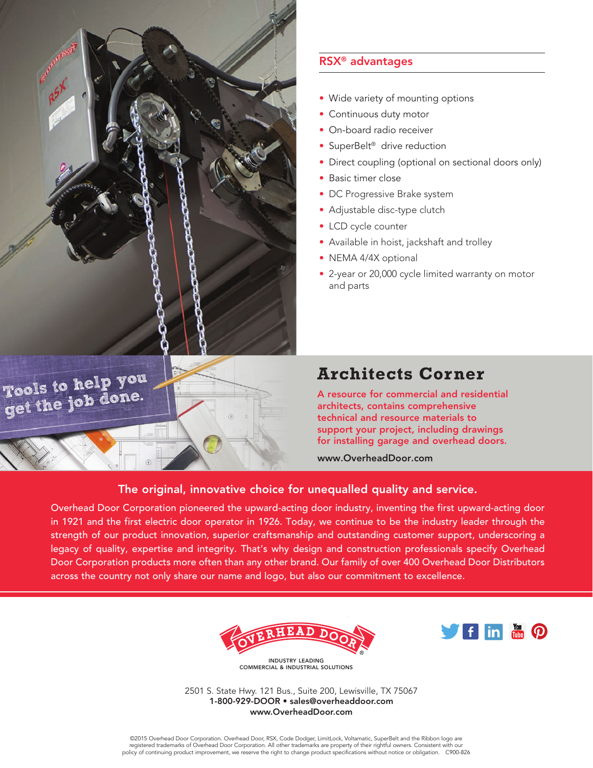## RSX® advantages

- Wide variety of mounting options
- Continuous duty motor
- On-board radio receiver
- SuperBelt® drive reduction
- Direct coupling (optional on sectional doors only)
- Basic timer close
- DC Progressive Brake system
- Adjustable disc-type clutch
- LCD cycle counter
- Available in hoist, jackshaft and trolley
- NEMA 4/4X optional
- 2-year or 20,000 cycle limited warranty on motor and parts

Tools to help you get the job done.

## Architects Corner

A resource for commercial and residential architects, contains comprehensive technical and resource materials to support your project, including drawings for installing garage and overhead doors.

www.OverheadDoor.com

### The original, innovative choice for unequalled quality and service.

Overhead Door Corporation pioneered the upward-acting door industry, inventing the first upward-acting door in 1921 and the first electric door operator in 1926. Today, we continue to be the industry leader through the strength of our product innovation, superior craftsmanship and outstanding customer support, underscoring a legacy of quality, expertise and integrity. That's why design and construction professionals specify Overhead Door Corporation products more often than any other brand. Our family of over 400 Overhead Door Distributors across the country not only share our name and logo, but also our commitment to excellence.

OVERHEAD DOOR®

INDUSTRY LEADING
COMMERCIAL & INDUSTRIAL SOLUTIONS

2501 S. State Hwy. 121 Bus., Suite 200, Lewisville, TX 75067
**1-800-929-DOOR • sales@overheaddoor.com**
**www.OverheadDoor.com**

©2015 Overhead Door Corporation. Overhead Door, RSX, Code Dodger, LimitLock, Voltamatic, SuperBelt and the Ribbon logo are registered trademarks of Overhead Door Corporation. All other trademarks are property of their rightful owners. Consistent with our policy of continuing product improvement, we reserve the right to change product specifications without notice or obligation. C900-826